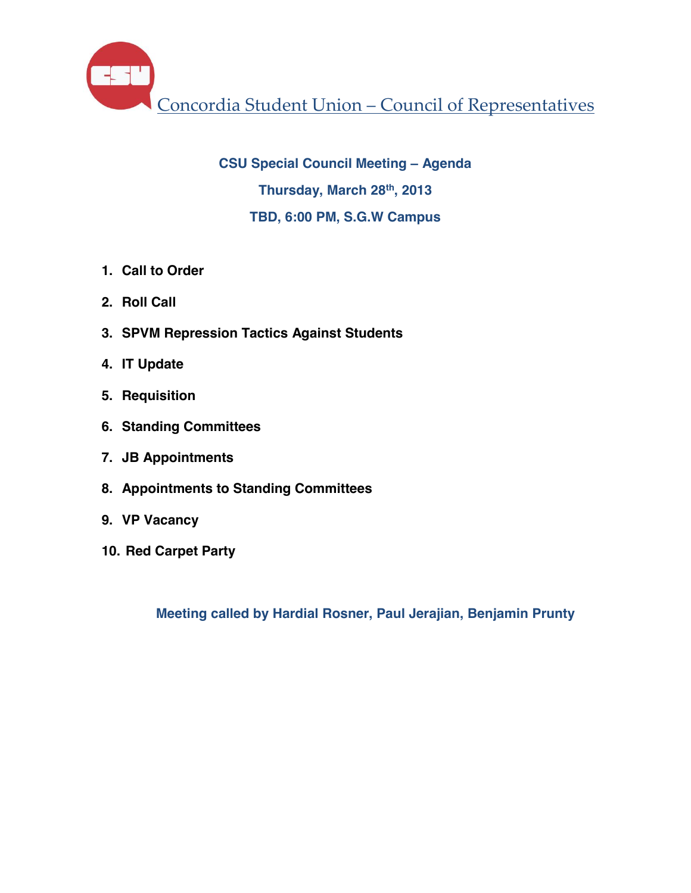# Concordia Student Union – Council of Representatives

## CSU Special Council Meeting – Agenda

**Thursday, March 28th, 2013**

**TBD, 6:00 PM, S.G.W Campus**

1. **Call to Order**
2. **Roll Call**
3. **SPVM Repression Tactics Against Students**
4. **IT Update**
5. **Requisition**
6. **Standing Committees**
7. **JB Appointments**
8. **Appointments to Standing Committees**
9. **VP Vacancy**
10. **Red Carpet Party**

**Meeting called by Hardial Rosner, Paul Jerajian, Benjamin Prunty**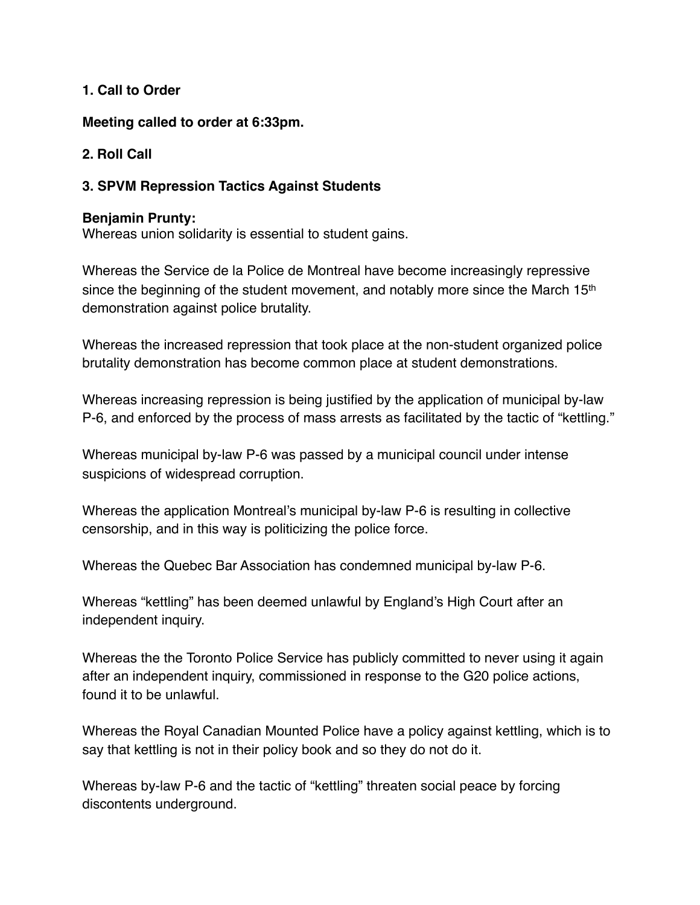**1. Call to Order**

**Meeting called to order at 6:33pm.**

**2. Roll Call**

**3. SPVM Repression Tactics Against Students**

**Benjamin Prunty:**
Whereas union solidarity is essential to student gains.

Whereas the Service de la Police de Montreal have become increasingly repressive since the beginning of the student movement, and notably more since the March 15th demonstration against police brutality.

Whereas the increased repression that took place at the non-student organized police brutality demonstration has become common place at student demonstrations.

Whereas increasing repression is being justified by the application of municipal by-law P-6, and enforced by the process of mass arrests as facilitated by the tactic of "kettling."

Whereas municipal by-law P-6 was passed by a municipal council under intense suspicions of widespread corruption.

Whereas the application Montreal's municipal by-law P-6 is resulting in collective censorship, and in this way is politicizing the police force.

Whereas the Quebec Bar Association has condemned municipal by-law P-6.

Whereas "kettling" has been deemed unlawful by England's High Court after an independent inquiry.

Whereas the the Toronto Police Service has publicly committed to never using it again after an independent inquiry, commissioned in response to the G20 police actions, found it to be unlawful.

Whereas the Royal Canadian Mounted Police have a policy against kettling, which is to say that kettling is not in their policy book and so they do not do it.

Whereas by-law P-6 and the tactic of "kettling" threaten social peace by forcing discontents underground.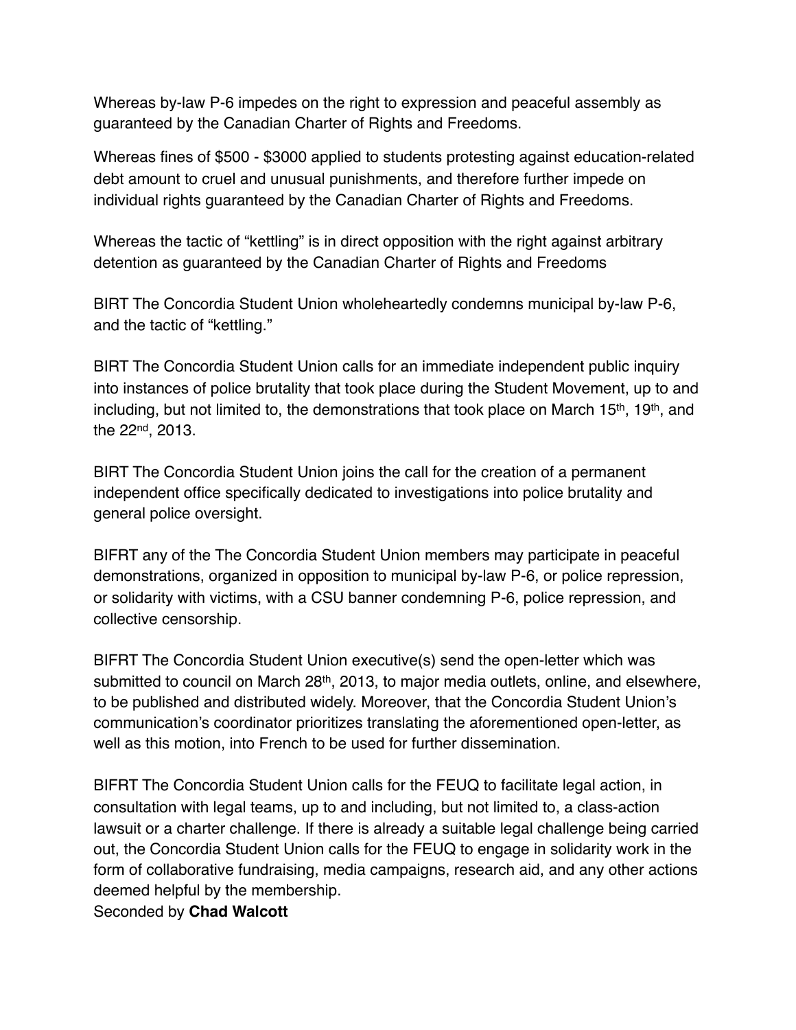Whereas by-law P-6 impedes on the right to expression and peaceful assembly as guaranteed by the Canadian Charter of Rights and Freedoms.

Whereas fines of $500 - $3000 applied to students protesting against education-related debt amount to cruel and unusual punishments, and therefore further impede on individual rights guaranteed by the Canadian Charter of Rights and Freedoms.

Whereas the tactic of "kettling" is in direct opposition with the right against arbitrary detention as guaranteed by the Canadian Charter of Rights and Freedoms

BIRT The Concordia Student Union wholeheartedly condemns municipal by-law P-6, and the tactic of "kettling."

BIRT The Concordia Student Union calls for an immediate independent public inquiry into instances of police brutality that took place during the Student Movement, up to and including, but not limited to, the demonstrations that took place on March 15th, 19th, and the 22nd, 2013.

BIRT The Concordia Student Union joins the call for the creation of a permanent independent office specifically dedicated to investigations into police brutality and general police oversight.

BIFRT any of the The Concordia Student Union members may participate in peaceful demonstrations, organized in opposition to municipal by-law P-6, or police repression, or solidarity with victims, with a CSU banner condemning P-6, police repression, and collective censorship.

BIFRT The Concordia Student Union executive(s) send the open-letter which was submitted to council on March 28th, 2013, to major media outlets, online, and elsewhere, to be published and distributed widely. Moreover, that the Concordia Student Union's communication's coordinator prioritizes translating the aforementioned open-letter, as well as this motion, into French to be used for further dissemination.

BIFRT The Concordia Student Union calls for the FEUQ to facilitate legal action, in consultation with legal teams, up to and including, but not limited to, a class-action lawsuit or a charter challenge. If there is already a suitable legal challenge being carried out, the Concordia Student Union calls for the FEUQ to engage in solidarity work in the form of collaborative fundraising, media campaigns, research aid, and any other actions deemed helpful by the membership.

Seconded by **Chad Walcott**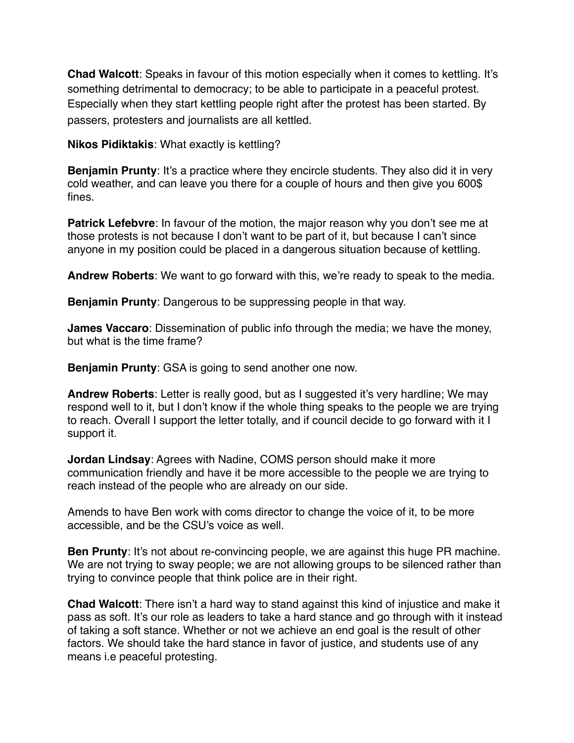**Chad Walcott**: Speaks in favour of this motion especially when it comes to kettling. It's something detrimental to democracy; to be able to participate in a peaceful protest. Especially when they start kettling people right after the protest has been started. By passers, protesters and journalists are all kettled.

**Nikos Pidiktakis**: What exactly is kettling?

**Benjamin Prunty**: It's a practice where they encircle students. They also did it in very cold weather, and can leave you there for a couple of hours and then give you 600$ fines.

**Patrick Lefebvre**: In favour of the motion, the major reason why you don't see me at those protests is not because I don't want to be part of it, but because I can't since anyone in my position could be placed in a dangerous situation because of kettling.

**Andrew Roberts**: We want to go forward with this, we're ready to speak to the media.

**Benjamin Prunty**: Dangerous to be suppressing people in that way.

**James Vaccaro**: Dissemination of public info through the media; we have the money, but what is the time frame?

**Benjamin Prunty**: GSA is going to send another one now.

**Andrew Roberts**: Letter is really good, but as I suggested it's very hardline; We may respond well to it, but I don't know if the whole thing speaks to the people we are trying to reach. Overall I support the letter totally, and if council decide to go forward with it I support it.

**Jordan Lindsay**: Agrees with Nadine, COMS person should make it more communication friendly and have it be more accessible to the people we are trying to reach instead of the people who are already on our side.

Amends to have Ben work with coms director to change the voice of it, to be more accessible, and be the CSU's voice as well.

**Ben Prunty**: It's not about re-convincing people, we are against this huge PR machine. We are not trying to sway people; we are not allowing groups to be silenced rather than trying to convince people that think police are in their right.

**Chad Walcott**: There isn't a hard way to stand against this kind of injustice and make it pass as soft. It's our role as leaders to take a hard stance and go through with it instead of taking a soft stance. Whether or not we achieve an end goal is the result of other factors. We should take the hard stance in favor of justice, and students use of any means i.e peaceful protesting.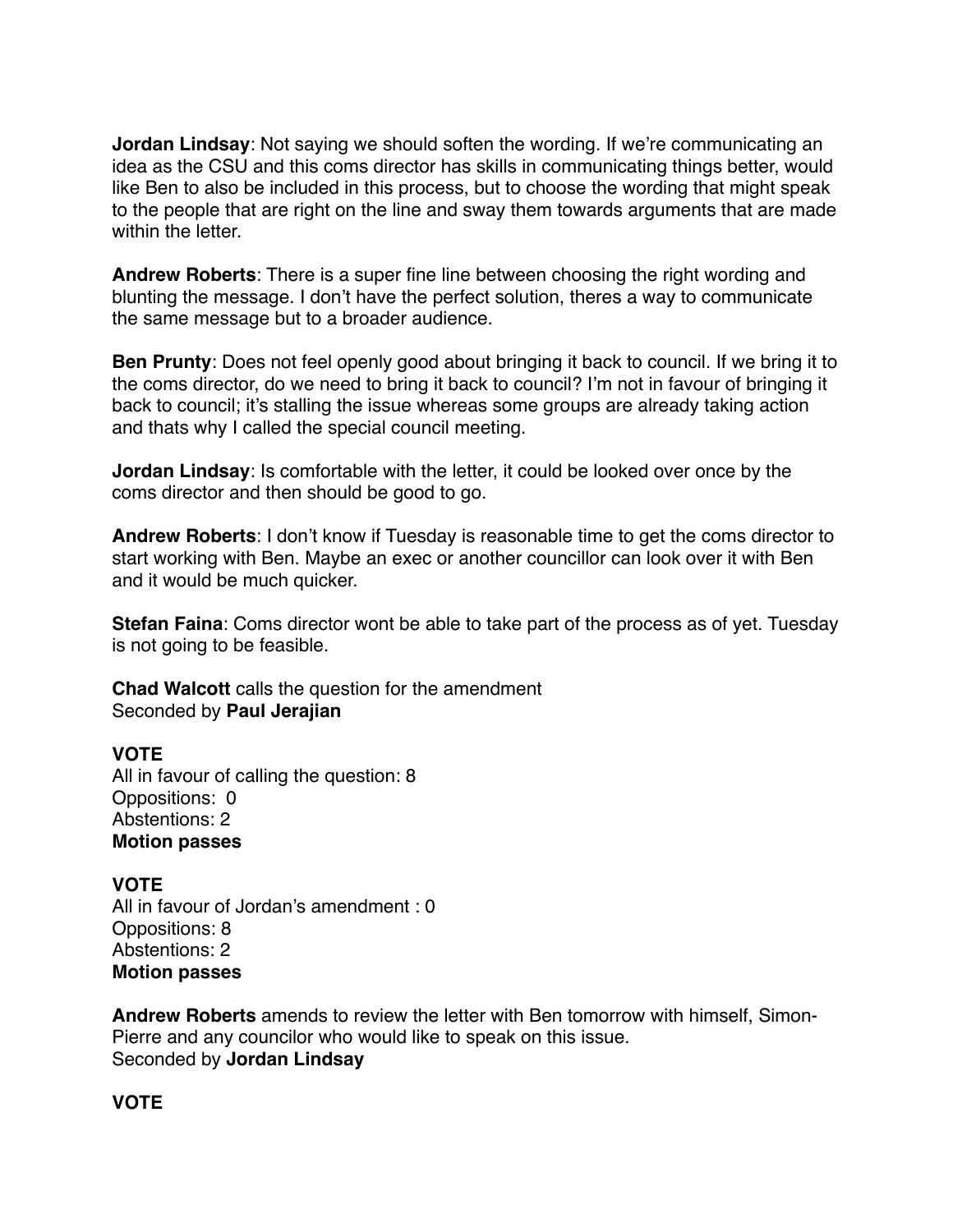**Jordan Lindsay**: Not saying we should soften the wording. If we're communicating an idea as the CSU and this coms director has skills in communicating things better, would like Ben to also be included in this process, but to choose the wording that might speak to the people that are right on the line and sway them towards arguments that are made within the letter.

**Andrew Roberts**: There is a super fine line between choosing the right wording and blunting the message. I don't have the perfect solution, theres a way to communicate the same message but to a broader audience.

**Ben Prunty**: Does not feel openly good about bringing it back to council. If we bring it to the coms director, do we need to bring it back to council? I'm not in favour of bringing it back to council; it's stalling the issue whereas some groups are already taking action and thats why I called the special council meeting.

**Jordan Lindsay**: Is comfortable with the letter, it could be looked over once by the coms director and then should be good to go.

**Andrew Roberts**: I don't know if Tuesday is reasonable time to get the coms director to start working with Ben. Maybe an exec or another councillor can look over it with Ben and it would be much quicker.

**Stefan Faina**: Coms director wont be able to take part of the process as of yet. Tuesday is not going to be feasible.

**Chad Walcott** calls the question for the amendment
Seconded by **Paul Jerajian**

**VOTE**
All in favour of calling the question: 8
Oppositions: 0
Abstentions: 2
**Motion passes**

**VOTE**
All in favour of Jordan's amendment : 0
Oppositions: 8
Abstentions: 2
**Motion passes**

**Andrew Roberts** amends to review the letter with Ben tomorrow with himself, Simon-Pierre and any councilor who would like to speak on this issue.
Seconded by **Jordan Lindsay**

**VOTE**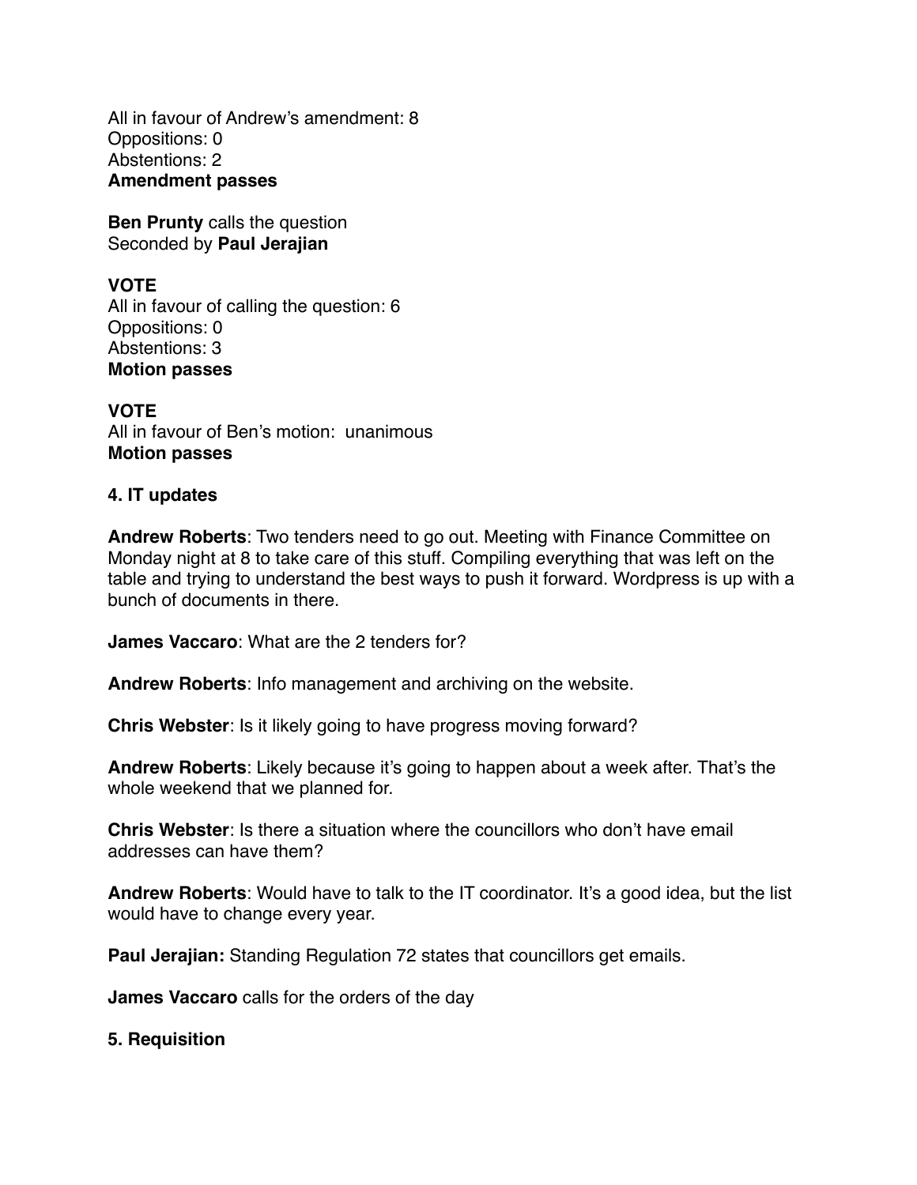All in favour of Andrew's amendment: 8
Oppositions: 0
Abstentions: 2
**Amendment passes**

**Ben Prunty** calls the question
Seconded by **Paul Jerajian**

**VOTE**
All in favour of calling the question: 6
Oppositions: 0
Abstentions: 3
**Motion passes**

**VOTE**
All in favour of Ben's motion: unanimous
**Motion passes**

**4. IT updates**

**Andrew Roberts**: Two tenders need to go out. Meeting with Finance Committee on Monday night at 8 to take care of this stuff. Compiling everything that was left on the table and trying to understand the best ways to push it forward. Wordpress is up with a bunch of documents in there.

**James Vaccaro**: What are the 2 tenders for?

**Andrew Roberts**: Info management and archiving on the website.

**Chris Webster**: Is it likely going to have progress moving forward?

**Andrew Roberts**: Likely because it's going to happen about a week after. That's the whole weekend that we planned for.

**Chris Webster**: Is there a situation where the councillors who don't have email addresses can have them?

**Andrew Roberts**: Would have to talk to the IT coordinator. It's a good idea, but the list would have to change every year.

**Paul Jerajian:** Standing Regulation 72 states that councillors get emails.

**James Vaccaro** calls for the orders of the day

**5. Requisition**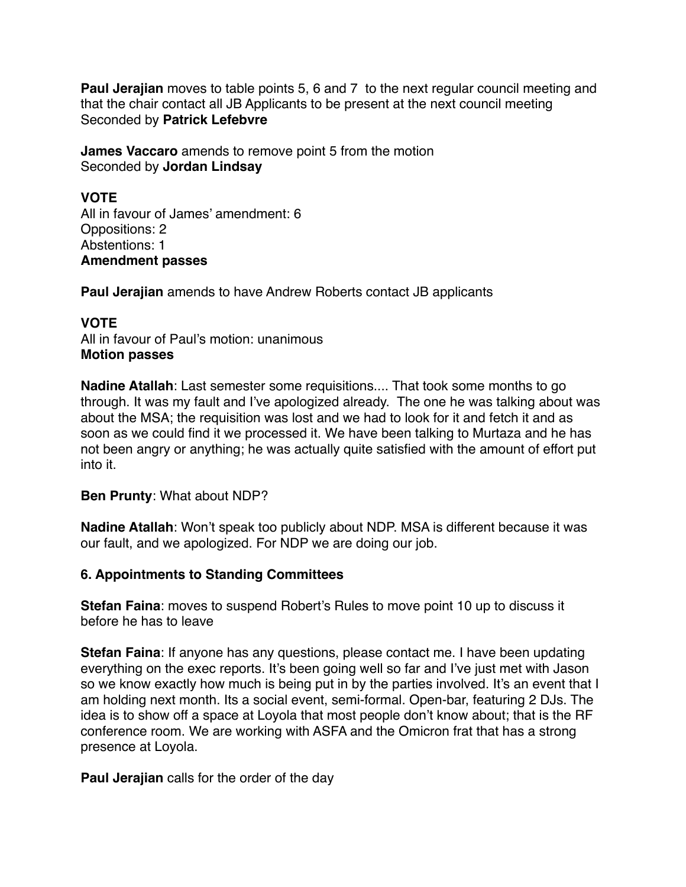**Paul Jerajian** moves to table points 5, 6 and 7 to the next regular council meeting and that the chair contact all JB Applicants to be present at the next council meeting
Seconded by **Patrick Lefebvre**

**James Vaccaro** amends to remove point 5 from the motion
Seconded by **Jordan Lindsay**

**VOTE**
All in favour of James' amendment: 6
Oppositions: 2
Abstentions: 1
**Amendment passes**

**Paul Jerajian** amends to have Andrew Roberts contact JB applicants

**VOTE**
All in favour of Paul's motion: unanimous
**Motion passes**

**Nadine Atallah**: Last semester some requisitions.... That took some months to go through. It was my fault and I've apologized already. The one he was talking about was about the MSA; the requisition was lost and we had to look for it and fetch it and as soon as we could find it we processed it. We have been talking to Murtaza and he has not been angry or anything; he was actually quite satisfied with the amount of effort put into it.

**Ben Prunty**: What about NDP?

**Nadine Atallah**: Won't speak too publicly about NDP. MSA is different because it was our fault, and we apologized. For NDP we are doing our job.

### 6. Appointments to Standing Committees

**Stefan Faina**: moves to suspend Robert's Rules to move point 10 up to discuss it before he has to leave

**Stefan Faina**: If anyone has any questions, please contact me. I have been updating everything on the exec reports. It's been going well so far and I've just met with Jason so we know exactly how much is being put in by the parties involved. It's an event that I am holding next month. Its a social event, semi-formal. Open-bar, featuring 2 DJs. The idea is to show off a space at Loyola that most people don't know about; that is the RF conference room. We are working with ASFA and the Omicron frat that has a strong presence at Loyola.

**Paul Jerajian** calls for the order of the day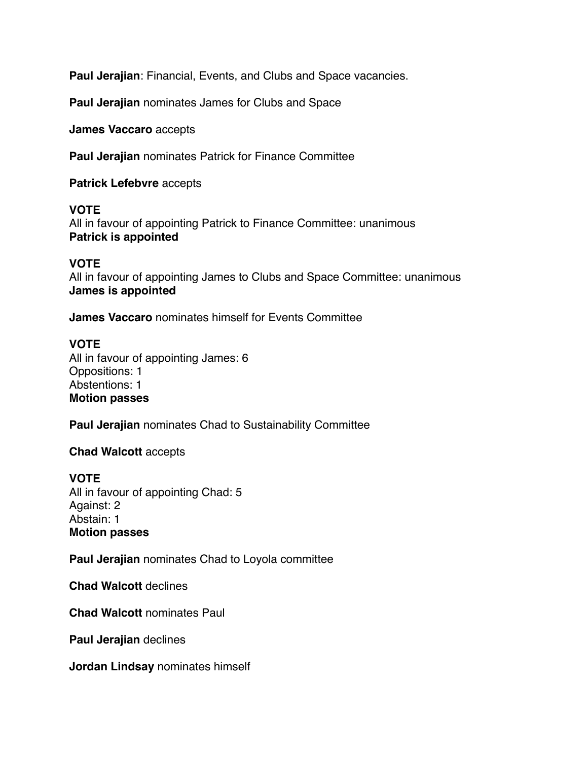**Paul Jerajian**: Financial, Events, and Clubs and Space vacancies.

**Paul Jerajian** nominates James for Clubs and Space

**James Vaccaro** accepts

**Paul Jerajian** nominates Patrick for Finance Committee

**Patrick Lefebvre** accepts

**VOTE**
All in favour of appointing Patrick to Finance Committee: unanimous
**Patrick is appointed**

**VOTE**
All in favour of appointing James to Clubs and Space Committee: unanimous
**James is appointed**

**James Vaccaro** nominates himself for Events Committee

**VOTE**
All in favour of appointing James: 6
Oppositions: 1
Abstentions: 1
**Motion passes**

**Paul Jerajian** nominates Chad to Sustainability Committee

**Chad Walcott** accepts

**VOTE**
All in favour of appointing Chad: 5
Against: 2
Abstain: 1
**Motion passes**

**Paul Jerajian** nominates Chad to Loyola committee

**Chad Walcott** declines

**Chad Walcott** nominates Paul

**Paul Jerajian** declines

**Jordan Lindsay** nominates himself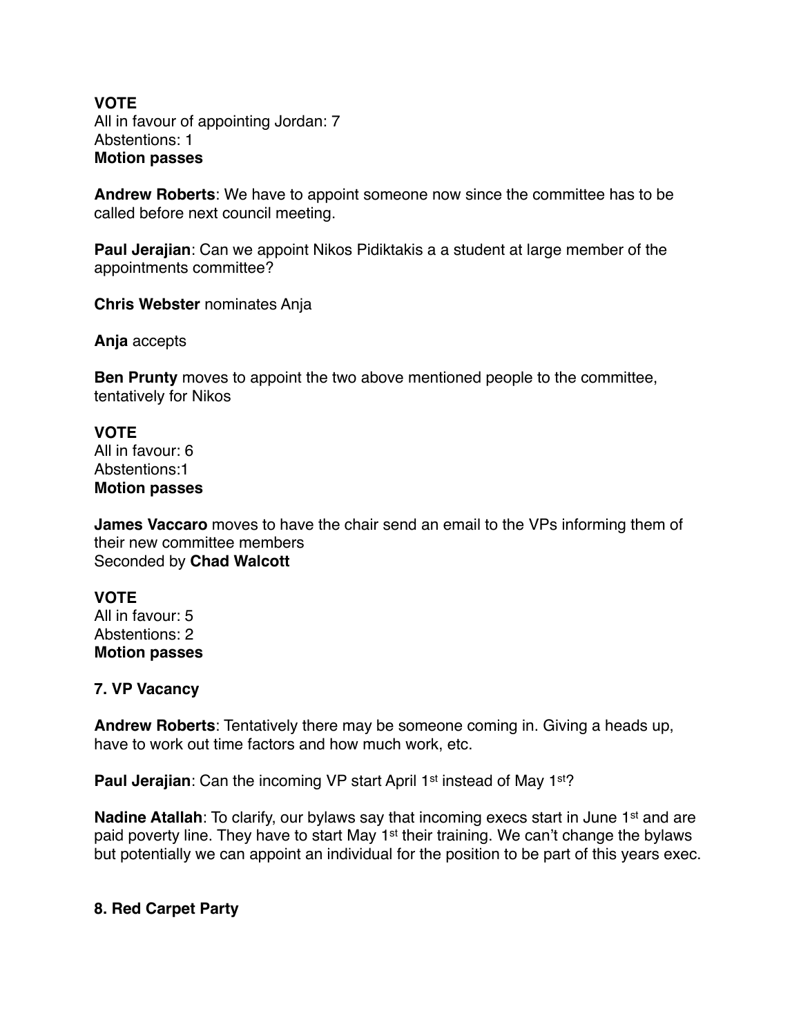**VOTE**
All in favour of appointing Jordan: 7
Abstentions: 1
**Motion passes**

**Andrew Roberts**: We have to appoint someone now since the committee has to be called before next council meeting.

**Paul Jerajian**: Can we appoint Nikos Pidiktakis a a student at large member of the appointments committee?

**Chris Webster** nominates Anja

**Anja** accepts

**Ben Prunty** moves to appoint the two above mentioned people to the committee, tentatively for Nikos

**VOTE**
All in favour: 6
Abstentions:1
**Motion passes**

**James Vaccaro** moves to have the chair send an email to the VPs informing them of their new committee members
Seconded by **Chad Walcott**

**VOTE**
All in favour: 5
Abstentions: 2
**Motion passes**

**7. VP Vacancy**

**Andrew Roberts**: Tentatively there may be someone coming in. Giving a heads up, have to work out time factors and how much work, etc.

**Paul Jerajian**: Can the incoming VP start April 1st instead of May 1st?

**Nadine Atallah**: To clarify, our bylaws say that incoming execs start in June 1st and are paid poverty line. They have to start May 1st their training. We can't change the bylaws but potentially we can appoint an individual for the position to be part of this years exec.

**8. Red Carpet Party**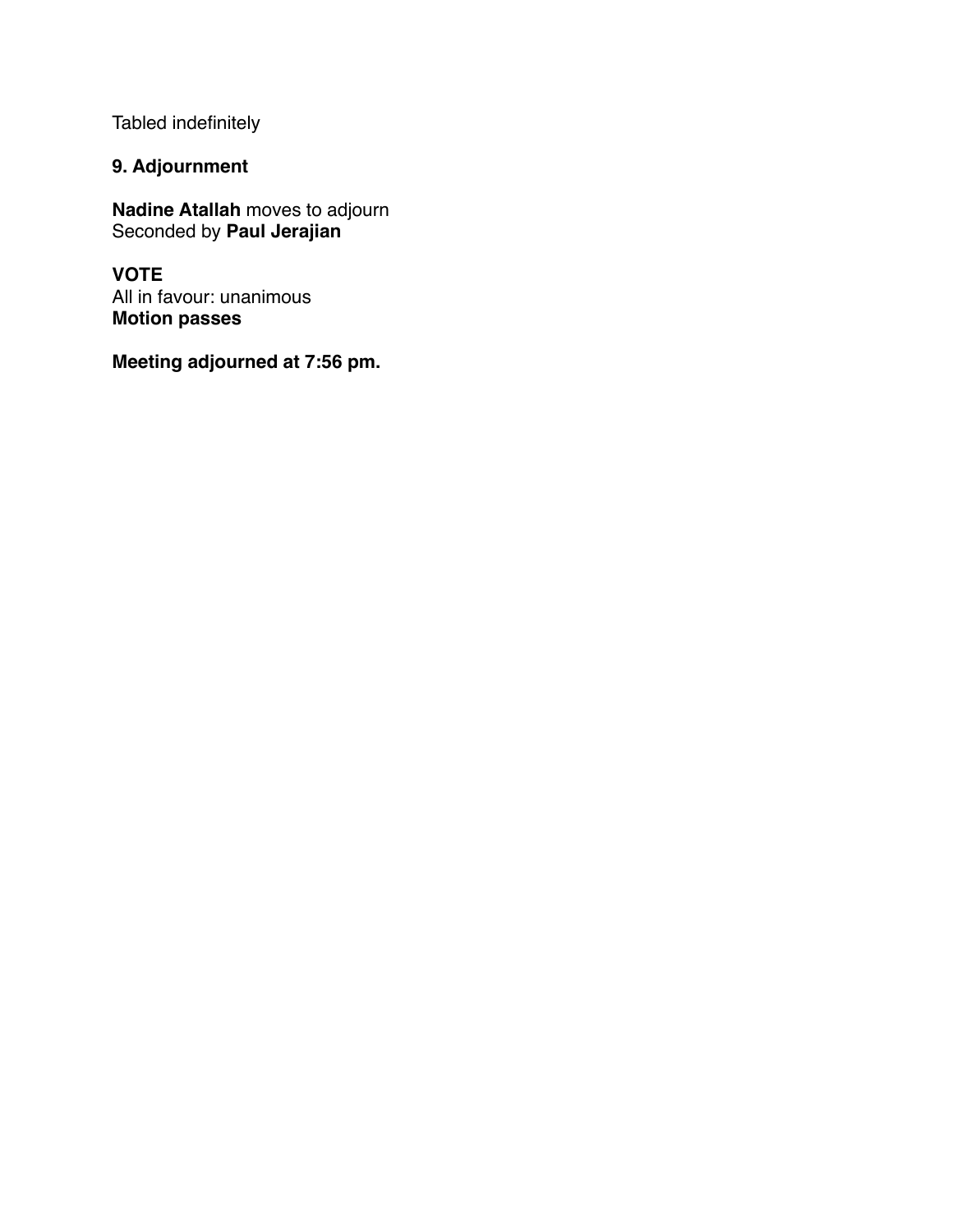Tabled indefinitely

**9. Adjournment**

**Nadine Atallah** moves to adjourn
Seconded by **Paul Jerajian**

**VOTE**
All in favour: unanimous
**Motion passes**

**Meeting adjourned at 7:56 pm.**